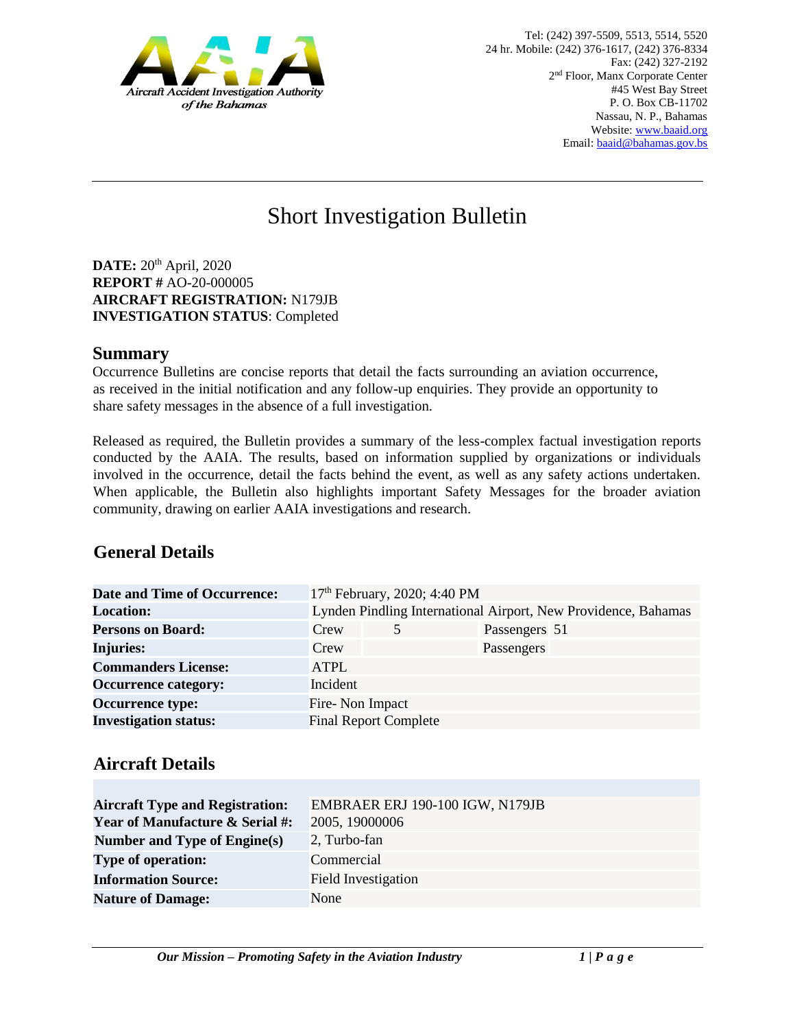Aircraft Accident Investigation Authority of the Bahamas

Tel: (242) 397-5509, 5513, 5514, 5520
24 hr. Mobile: (242) 376-1617, (242) 376-8334
Fax: (242) 327-2192
2nd Floor, Manx Corporate Center
#45 West Bay Street
P. O. Box CB-11702
Nassau, N. P., Bahamas
Website: www.baaid.org
Email: baaid@bahamas.gov.bs

# Short Investigation Bulletin

**DATE:** 20th April, 2020
**REPORT #** AO-20-000005
**AIRCRAFT REGISTRATION:** N179JB
**INVESTIGATION STATUS**: Completed

## Summary

Occurrence Bulletins are concise reports that detail the facts surrounding an aviation occurrence, as received in the initial notification and any follow-up enquiries. They provide an opportunity to share safety messages in the absence of a full investigation.

Released as required, the Bulletin provides a summary of the less-complex factual investigation reports conducted by the AAIA. The results, based on information supplied by organizations or individuals involved in the occurrence, detail the facts behind the event, as well as any safety actions undertaken. When applicable, the Bulletin also highlights important Safety Messages for the broader aviation community, drawing on earlier AAIA investigations and research.

## General Details

| | | | | |
|---|---|---|---|---|
| **Date and Time of Occurrence:** | 17th February, 2020; 4:40 PM | | | |
| **Location:** | Lynden Pindling International Airport, New Providence, Bahamas | | | |
| **Persons on Board:** | Crew | 5 | Passengers | 51 |
| **Injuries:** | Crew | | Passengers | |
| **Commanders License:** | ATPL | | | |
| **Occurrence category:** | Incident | | | |
| **Occurrence type:** | Fire- Non Impact | | | |
| **Investigation status:** | Final Report Complete | | | |

## Aircraft Details

| | |
|---|---|
| **Aircraft Type and Registration:** | EMBRAER ERJ 190-100 IGW, N179JB |
| **Year of Manufacture & Serial #:** | 2005, 19000006 |
| **Number and Type of Engine(s)** | 2, Turbo-fan |
| **Type of operation:** | Commercial |
| **Information Source:** | Field Investigation |
| **Nature of Damage:** | None |

*Our Mission – Promoting Safety in the Aviation Industry*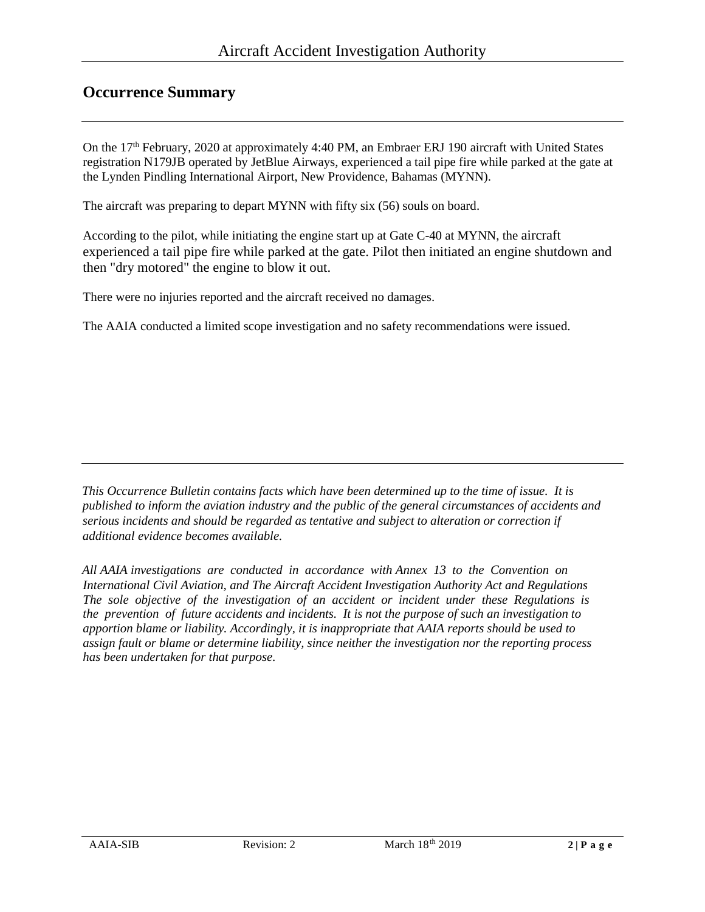## Occurrence Summary

On the 17th February, 2020 at approximately 4:40 PM, an Embraer ERJ 190 aircraft with United States registration N179JB operated by JetBlue Airways, experienced a tail pipe fire while parked at the gate at the Lynden Pindling International Airport, New Providence, Bahamas (MYNN).

The aircraft was preparing to depart MYNN with fifty six (56) souls on board.

According to the pilot, while initiating the engine start up at Gate C-40 at MYNN, the aircraft experienced a tail pipe fire while parked at the gate. Pilot then initiated an engine shutdown and then "dry motored" the engine to blow it out.

There were no injuries reported and the aircraft received no damages.

The AAIA conducted a limited scope investigation and no safety recommendations were issued.

*This Occurrence Bulletin contains facts which have been determined up to the time of issue. It is published to inform the aviation industry and the public of the general circumstances of accidents and serious incidents and should be regarded as tentative and subject to alteration or correction if additional evidence becomes available.*

*All AAIA investigations are conducted in accordance with Annex 13 to the Convention on International Civil Aviation, and The Aircraft Accident Investigation Authority Act and Regulations The sole objective of the investigation of an accident or incident under these Regulations is the prevention of future accidents and incidents. It is not the purpose of such an investigation to apportion blame or liability. Accordingly, it is inappropriate that AAIA reports should be used to assign fault or blame or determine liability, since neither the investigation nor the reporting process has been undertaken for that purpose.*